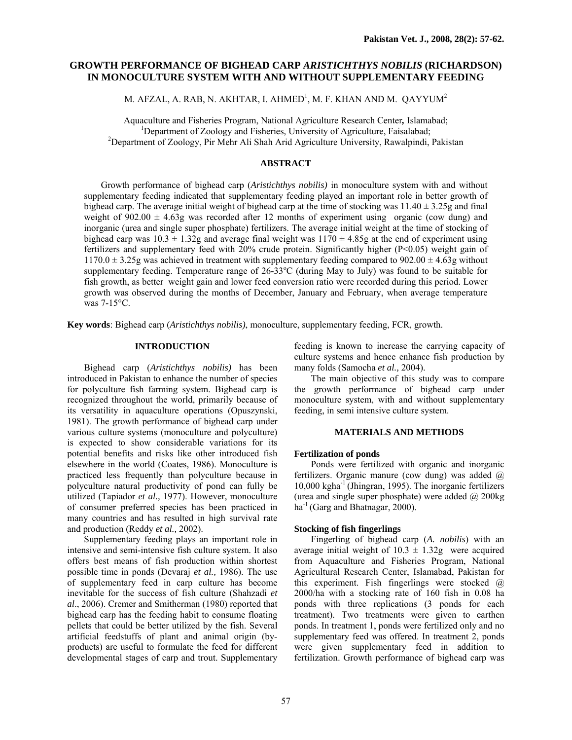# GROWTH PERFORMANCE OF BIGHEAD CARP *ARISTICHTHYS NOBILIS* (RICHARDSON) IN MONOCULTURE SYSTEM WITH AND WITHOUT SUPPLEMENTARY FEEDING

M. AFZAL, A. RAB, N. AKHTAR, I. AHMED[1], M. F. KHAN AND M. QAYYUM[2]

Aquaculture and Fisheries Program, National Agriculture Research Center, Islamabad;
[1]Department of Zoology and Fisheries, University of Agriculture, Faisalabad;
[2]Department of Zoology, Pir Mehr Ali Shah Arid Agriculture University, Rawalpindi, Pakistan

## ABSTRACT

Growth performance of bighead carp (*Aristichthys nobilis)* in monoculture system with and without supplementary feeding indicated that supplementary feeding played an important role in better growth of bighead carp. The average initial weight of bighead carp at the time of stocking was $11.40 \pm 3.25$g and final weight of $902.00 \pm 4.63$g was recorded after 12 months of experiment using organic (cow dung) and inorganic (urea and single super phosphate) fertilizers. The average initial weight at the time of stocking of bighead carp was $10.3 \pm 1.32$g and average final weight was $1170 \pm 4.85$g at the end of experiment using fertilizers and supplementary feed with 20% crude protein. Significantly higher ($P<0.05$) weight gain of $1170.0 \pm 3.25$g was achieved in treatment with supplementary feeding compared to $902.00 \pm 4.63$g without supplementary feeding. Temperature range of 26-33°C (during May to July) was found to be suitable for fish growth, as better weight gain and lower feed conversion ratio were recorded during this period. Lower growth was observed during the months of December, January and February, when average temperature was 7-15°C.

**Key words**: Bighead carp (*Aristichthys nobilis)*, monoculture, supplementary feeding, FCR, growth.

## INTRODUCTION

Bighead carp (*Aristichthys nobilis)* has been introduced in Pakistan to enhance the number of species for polyculture fish farming system. Bighead carp is recognized throughout the world, primarily because of its versatility in aquaculture operations (Opuszynski, 1981). The growth performance of bighead carp under various culture systems (monoculture and polyculture) is expected to show considerable variations for its potential benefits and risks like other introduced fish elsewhere in the world (Coates, 1986). Monoculture is practiced less frequently than polyculture because in polyculture natural productivity of pond can fully be utilized (Tapiador *et al.,* 1977). However, monoculture of consumer preferred species has been practiced in many countries and has resulted in high survival rate and production (Reddy *et al.,* 2002).

Supplementary feeding plays an important role in intensive and semi-intensive fish culture system. It also offers best means of fish production within shortest possible time in ponds (Devaraj *et al.,* 1986). The use of supplementary feed in carp culture has become inevitable for the success of fish culture (Shahzadi *et al*., 2006). Cremer and Smitherman (1980) reported that bighead carp has the feeding habit to consume floating pellets that could be better utilized by the fish. Several artificial feedstuffs of plant and animal origin (by-products) are useful to formulate the feed for different developmental stages of carp and trout. Supplementary feeding is known to increase the carrying capacity of culture systems and hence enhance fish production by many folds (Samocha *et al.,* 2004).

The main objective of this study was to compare the growth performance of bighead carp under monoculture system, with and without supplementary feeding, in semi intensive culture system.

## MATERIALS AND METHODS

### Fertilization of ponds

Ponds were fertilized with organic and inorganic fertilizers. Organic manure (cow dung) was added @ 10,000 kgha$^{-1}$ (Jhingran, 1995). The inorganic fertilizers (urea and single super phosphate) were added @ 200kg ha$^{-1}$ (Garg and Bhatnagar, 2000).

### Stocking of fish fingerlings

Fingerling of bighead carp (*A. nobilis*) with an average initial weight of $10.3 \pm 1.32$g were acquired from Aquaculture and Fisheries Program, National Agricultural Research Center, Islamabad, Pakistan for this experiment. Fish fingerlings were stocked @ 2000/ha with a stocking rate of 160 fish in 0.08 ha ponds with three replications (3 ponds for each treatment). Two treatments were given to earthen ponds. In treatment 1, ponds were fertilized only and no supplementary feed was offered. In treatment 2, ponds were given supplementary feed in addition to fertilization. Growth performance of bighead carp was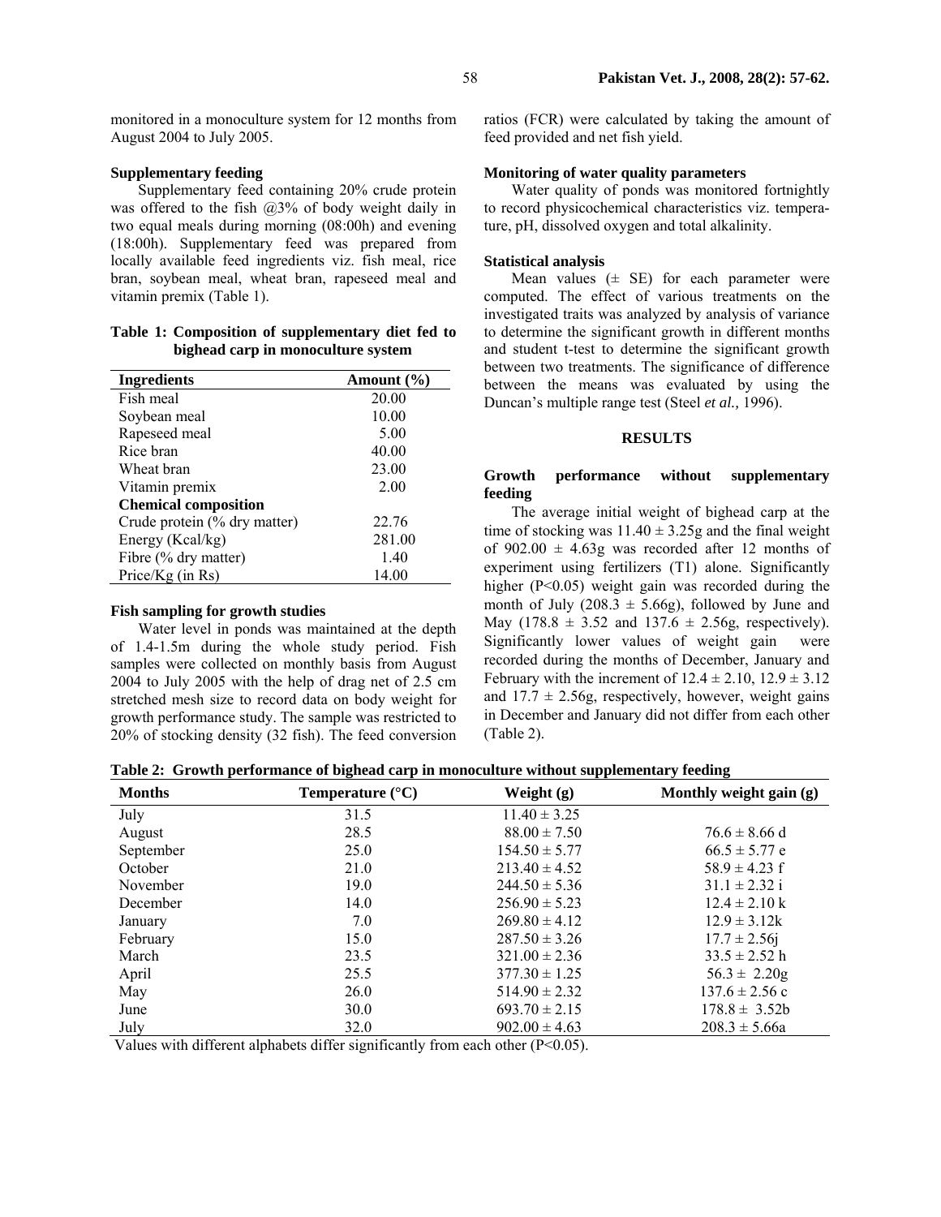monitored in a monoculture system for 12 months from August 2004 to July 2005.

### Supplementary feeding

Supplementary feed containing 20% crude protein was offered to the fish @3% of body weight daily in two equal meals during morning (08:00h) and evening (18:00h). Supplementary feed was prepared from locally available feed ingredients viz. fish meal, rice bran, soybean meal, wheat bran, rapeseed meal and vitamin premix (Table 1).

**Table 1: Composition of supplementary diet fed to bighead carp in monoculture system**

| Ingredients | Amount (%) |
|---|---|
| Fish meal | 20.00 |
| Soybean meal | 10.00 |
| Rapeseed meal | 5.00 |
| Rice bran | 40.00 |
| Wheat bran | 23.00 |
| Vitamin premix | 2.00 |
| **Chemical composition** | |
| Crude protein (% dry matter) | 22.76 |
| Energy (Kcal/kg) | 281.00 |
| Fibre (% dry matter) | 1.40 |
| Price/Kg (in Rs) | 14.00 |

### Fish sampling for growth studies

Water level in ponds was maintained at the depth of 1.4-1.5m during the whole study period. Fish samples were collected on monthly basis from August 2004 to July 2005 with the help of drag net of 2.5 cm stretched mesh size to record data on body weight for growth performance study. The sample was restricted to 20% of stocking density (32 fish). The feed conversion ratios (FCR) were calculated by taking the amount of feed provided and net fish yield.

### Monitoring of water quality parameters

Water quality of ponds was monitored fortnightly to record physicochemical characteristics viz. temperature, pH, dissolved oxygen and total alkalinity.

### Statistical analysis

Mean values (± SE) for each parameter were computed. The effect of various treatments on the investigated traits was analyzed by analysis of variance to determine the significant growth in different months and student t-test to determine the significant growth between two treatments. The significance of difference between the means was evaluated by using the Duncan's multiple range test (Steel *et al.,* 1996).

## RESULTS

### Growth performance without supplementary feeding

The average initial weight of bighead carp at the time of stocking was 11.40 ± 3.25g and the final weight of 902.00 ± 4.63g was recorded after 12 months of experiment using fertilizers (T1) alone. Significantly higher ($P<0.05$) weight gain was recorded during the month of July (208.3 ± 5.66g), followed by June and May (178.8 ± 3.52 and 137.6 ± 2.56g, respectively). Significantly lower values of weight gain were recorded during the months of December, January and February with the increment of 12.4 ± 2.10, 12.9 ± 3.12 and 17.7 ± 2.56g, respectively, however, weight gains in December and January did not differ from each other (Table 2).

**Table 2: Growth performance of bighead carp in monoculture without supplementary feeding**

| Months | Temperature (°C) | Weight (g) | Monthly weight gain (g) |
|---|---|---|---|
| July | 31.5 | 11.40 ± 3.25 | |
| August | 28.5 | 88.00 ± 7.50 | 76.6 ± 8.66 d |
| September | 25.0 | 154.50 ± 5.77 | 66.5 ± 5.77 e |
| October | 21.0 | 213.40 ± 4.52 | 58.9 ± 4.23 f |
| November | 19.0 | 244.50 ± 5.36 | 31.1 ± 2.32 i |
| December | 14.0 | 256.90 ± 5.23 | 12.4 ± 2.10 k |
| January | 7.0 | 269.80 ± 4.12 | 12.9 ± 3.12k |
| February | 15.0 | 287.50 ± 3.26 | 17.7 ± 2.56j |
| March | 23.5 | 321.00 ± 2.36 | 33.5 ± 2.52 h |
| April | 25.5 | 377.30 ± 1.25 | 56.3 ± 2.20g |
| May | 26.0 | 514.90 ± 2.32 | 137.6 ± 2.56 c |
| June | 30.0 | 693.70 ± 2.15 | 178.8 ± 3.52b |
| July | 32.0 | 902.00 ± 4.63 | 208.3 ± 5.66a |

Values with different alphabets differ significantly from each other ($P<0.05$).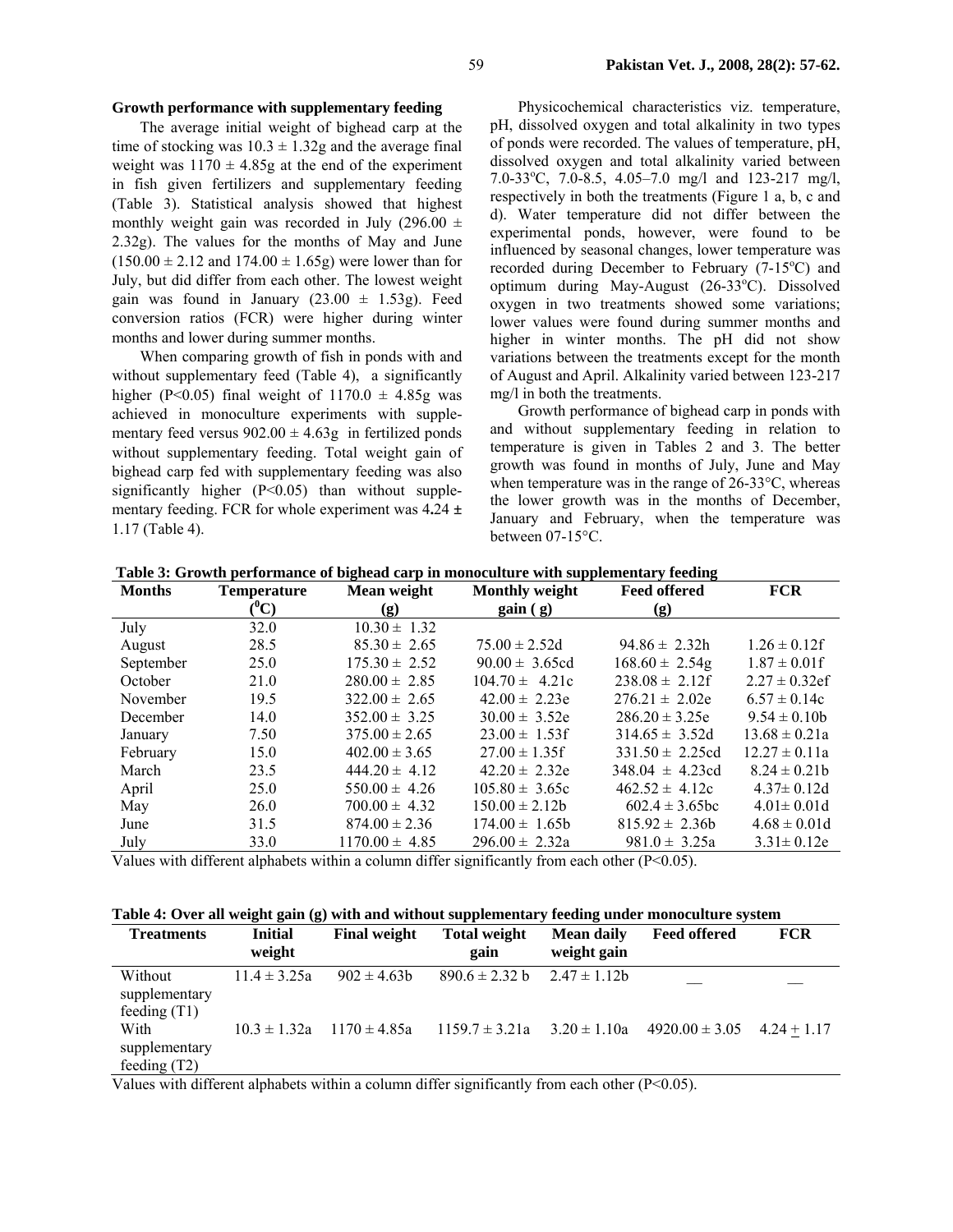### Growth performance with supplementary feeding

The average initial weight of bighead carp at the time of stocking was 10.3 ± 1.32g and the average final weight was 1170 ± 4.85g at the end of the experiment in fish given fertilizers and supplementary feeding (Table 3). Statistical analysis showed that highest monthly weight gain was recorded in July (296.00 ± 2.32g). The values for the months of May and June (150.00 ± 2.12 and 174.00 ± 1.65g) were lower than for July, but did differ from each other. The lowest weight gain was found in January (23.00 ± 1.53g). Feed conversion ratios (FCR) were higher during winter months and lower during summer months.

When comparing growth of fish in ponds with and without supplementary feed (Table 4), a significantly higher (P<0.05) final weight of 1170.0 ± 4.85g was achieved in monoculture experiments with supplementary feed versus 902.00 ± 4.63g in fertilized ponds without supplementary feeding. Total weight gain of bighead carp fed with supplementary feeding was also significantly higher (P<0.05) than without supplementary feeding. FCR for whole experiment was 4**.**24 **±** 1.17 (Table 4).

Physicochemical characteristics viz. temperature, pH, dissolved oxygen and total alkalinity in two types of ponds were recorded. The values of temperature, pH, dissolved oxygen and total alkalinity varied between 7.0-33°C, 7.0-8.5, 4.05–7.0 mg/l and 123-217 mg/l, respectively in both the treatments (Figure 1 a, b, c and d). Water temperature did not differ between the experimental ponds, however, were found to be influenced by seasonal changes, lower temperature was recorded during December to February (7-15°C) and optimum during May-August (26-33°C). Dissolved oxygen in two treatments showed some variations; lower values were found during summer months and higher in winter months. The pH did not show variations between the treatments except for the month of August and April. Alkalinity varied between 123-217 mg/l in both the treatments.

Growth performance of bighead carp in ponds with and without supplementary feeding in relation to temperature is given in Tables 2 and 3. The better growth was found in months of July, June and May when temperature was in the range of 26-33°C, whereas the lower growth was in the months of December, January and February, when the temperature was between 07-15°C.

**Table 3: Growth performance of bighead carp in monoculture with supplementary feeding**

| Months | Temperature (°C) | Mean weight (g) | Monthly weight gain ( g) | Feed offered (g) | FCR |
|---|---|---|---|---|---|
| July | 32.0 | 10.30 ± 1.32 | | | |
| August | 28.5 | 85.30 ± 2.65 | 75.00 ± 2.52d | 94.86 ± 2.32h | 1.26 ± 0.12f |
| September | 25.0 | 175.30 ± 2.52 | 90.00 ± 3.65cd | 168.60 ± 2.54g | 1.87 ± 0.01f |
| October | 21.0 | 280.00 ± 2.85 | 104.70 ± 4.21c | 238.08 ± 2.12f | 2.27 ± 0.32ef |
| November | 19.5 | 322.00 ± 2.65 | 42.00 ± 2.23e | 276.21 ± 2.02e | 6.57 ± 0.14c |
| December | 14.0 | 352.00 ± 3.25 | 30.00 ± 3.52e | 286.20 ± 3.25e | 9.54 ± 0.10b |
| January | 7.50 | 375.00 ± 2.65 | 23.00 ± 1.53f | 314.65 ± 3.52d | 13.68 ± 0.21a |
| February | 15.0 | 402.00 ± 3.65 | 27.00 ± 1.35f | 331.50 ± 2.25cd | 12.27 ± 0.11a |
| March | 23.5 | 444.20 ± 4.12 | 42.20 ± 2.32e | 348.04 ± 4.23cd | 8.24 ± 0.21b |
| April | 25.0 | 550.00 ± 4.26 | 105.80 ± 3.65c | 462.52 ± 4.12c | 4.37± 0.12d |
| May | 26.0 | 700.00 ± 4.32 | 150.00 ± 2.12b | 602.4 ± 3.65bc | 4.01± 0.01d |
| June | 31.5 | 874.00 ± 2.36 | 174.00 ± 1.65b | 815.92 ± 2.36b | 4.68 ± 0.01d |
| July | 33.0 | 1170.00 ± 4.85 | 296.00 ± 2.32a | 981.0 ± 3.25a | 3.31± 0.12e |

Values with different alphabets within a column differ significantly from each other (P<0.05).

**Table 4: Over all weight gain (g) with and without supplementary feeding under monoculture system**

| Treatments | Initial weight | Final weight | Total weight gain | Mean daily weight gain | Feed offered | FCR |
|---|---|---|---|---|---|---|
| Without supplementary feeding (T1) | 11.4 ± 3.25a | 902 ± 4.63b | 890.6 ± 2.32 b | 2.47 ± 1.12b | __ | __ |
| With supplementary feeding (T2) | 10.3 ± 1.32a | 1170 ± 4.85a | 1159.7 ± 3.21a | 3.20 ± 1.10a | 4920.00 ± 3.05 | 4.24 ± 1.17 |

Values with different alphabets within a column differ significantly from each other (P<0.05).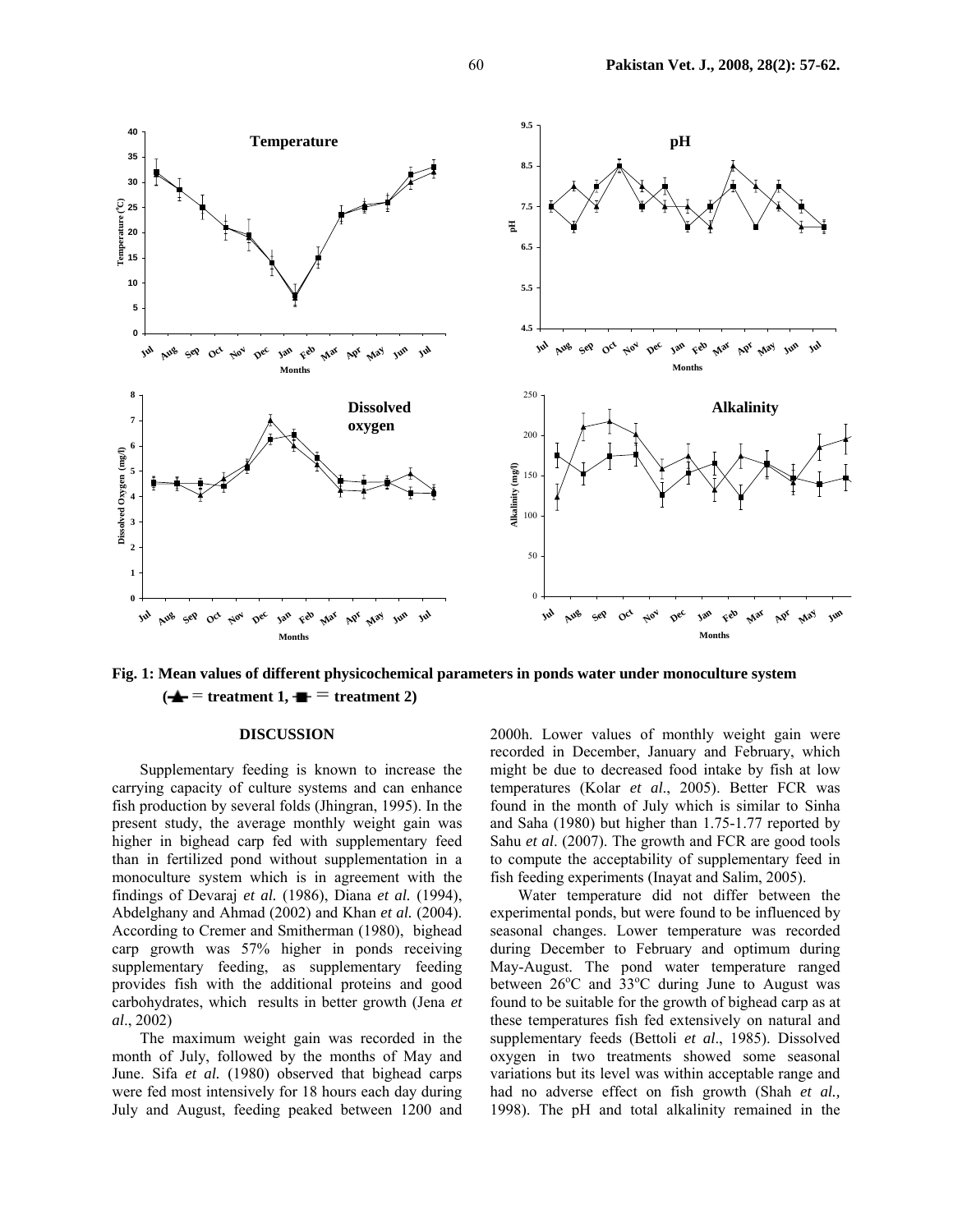**Fig. 1: Mean values of different physicochemical parameters in ponds water under monoculture system (▲ = treatment 1, ■ = treatment 2)**

## DISCUSSION

Supplementary feeding is known to increase the carrying capacity of culture systems and can enhance fish production by several folds (Jhingran, 1995). In the present study, the average monthly weight gain was higher in bighead carp fed with supplementary feed than in fertilized pond without supplementation in a monoculture system which is in agreement with the findings of Devaraj *et al.* (1986), Diana *et al.* (1994), Abdelghany and Ahmad (2002) and Khan *et al.* (2004). According to Cremer and Smitherman (1980), bighead carp growth was 57% higher in ponds receiving supplementary feeding, as supplementary feeding provides fish with the additional proteins and good carbohydrates, which results in better growth (Jena *et al*., 2002)

The maximum weight gain was recorded in the month of July, followed by the months of May and June. Sifa *et al.* (1980) observed that bighead carps were fed most intensively for 18 hours each day during July and August, feeding peaked between 1200 and 2000h. Lower values of monthly weight gain were recorded in December, January and February, which might be due to decreased food intake by fish at low temperatures (Kolar *et al*., 2005). Better FCR was found in the month of July which is similar to Sinha and Saha (1980) but higher than 1.75-1.77 reported by Sahu *et al*. (2007). The growth and FCR are good tools to compute the acceptability of supplementary feed in fish feeding experiments (Inayat and Salim, 2005).

Water temperature did not differ between the experimental ponds, but were found to be influenced by seasonal changes. Lower temperature was recorded during December to February and optimum during May-August. The pond water temperature ranged between 26°C and 33°C during June to August was found to be suitable for the growth of bighead carp as at these temperatures fish fed extensively on natural and supplementary feeds (Bettoli *et al*., 1985). Dissolved oxygen in two treatments showed some seasonal variations but its level was within acceptable range and had no adverse effect on fish growth (Shah *et al.,* 1998). The pH and total alkalinity remained in the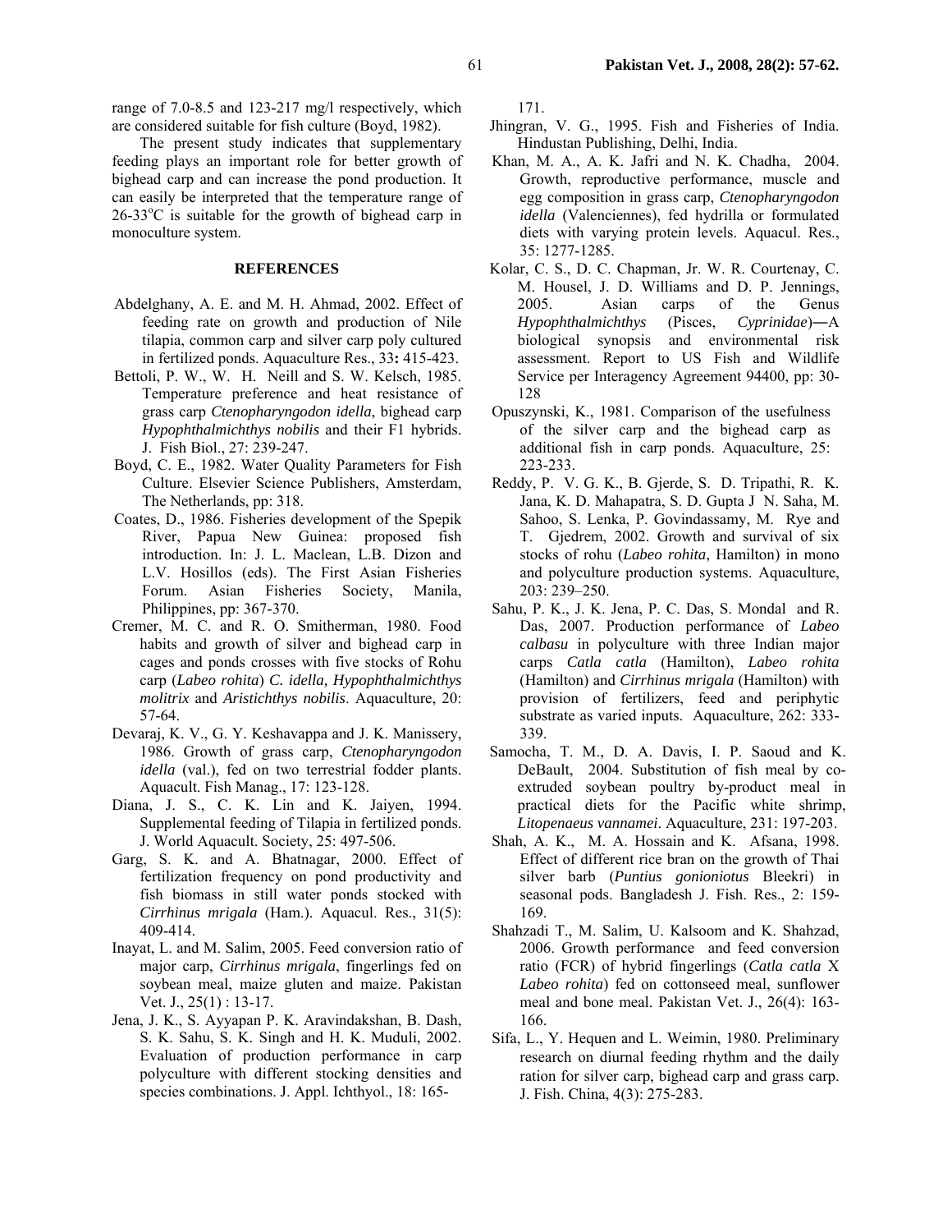range of 7.0-8.5 and 123-217 mg/l respectively, which are considered suitable for fish culture (Boyd, 1982).

The present study indicates that supplementary feeding plays an important role for better growth of bighead carp and can increase the pond production. It can easily be interpreted that the temperature range of 26-33$^{o}$C is suitable for the growth of bighead carp in monoculture system.

## REFERENCES

Abdelghany, A. E. and M. H. Ahmad, 2002. Effect of feeding rate on growth and production of Nile tilapia, common carp and silver carp poly cultured in fertilized ponds. Aquaculture Res., 33**:** 415-423.

Bettoli, P. W., W. H. Neill and S. W. Kelsch, 1985. Temperature preference and heat resistance of grass carp *Ctenopharyngodon idella*, bighead carp *Hypophthalmichthys nobilis* and their F1 hybrids. J. Fish Biol., 27: 239-247.

Boyd, C. E., 1982. Water Quality Parameters for Fish Culture. Elsevier Science Publishers, Amsterdam, The Netherlands, pp: 318.

Coates, D., 1986. Fisheries development of the Spepik River, Papua New Guinea: proposed fish introduction. In: J. L. Maclean, L.B. Dizon and L.V. Hosillos (eds). The First Asian Fisheries Forum. Asian Fisheries Society, Manila, Philippines, pp: 367-370.

Cremer, M. C. and R. O. Smitherman, 1980. Food habits and growth of silver and bighead carp in cages and ponds crosses with five stocks of Rohu carp (*Labeo rohita*) *C. idella, Hypophthalmichthys molitrix* and *Aristichthys nobilis*. Aquaculture, 20: 57-64.

Devaraj, K. V., G. Y. Keshavappa and J. K. Manissery, 1986. Growth of grass carp, *Ctenopharyngodon idella* (val.), fed on two terrestrial fodder plants. Aquacult. Fish Manag., 17: 123-128.

Diana, J. S., C. K. Lin and K. Jaiyen, 1994. Supplemental feeding of Tilapia in fertilized ponds. J. World Aquacult. Society, 25: 497-506.

Garg, S. K. and A. Bhatnagar, 2000. Effect of fertilization frequency on pond productivity and fish biomass in still water ponds stocked with *Cirrhinus mrigala* (Ham.). Aquacul. Res., 31(5): 409-414.

Inayat, L. and M. Salim, 2005. Feed conversion ratio of major carp, *Cirrhinus mrigala*, fingerlings fed on soybean meal, maize gluten and maize. Pakistan Vet. J., 25(1) : 13-17.

Jena, J. K., S. Ayyapan P. K. Aravindakshan, B. Dash, S. K. Sahu, S. K. Singh and H. K. Muduli, 2002. Evaluation of production performance in carp polyculture with different stocking densities and species combinations. J. Appl. Ichthyol., 18: 165-171.

Jhingran, V. G., 1995. Fish and Fisheries of India. Hindustan Publishing, Delhi, India.

Khan, M. A., A. K. Jafri and N. K. Chadha, 2004. Growth, reproductive performance, muscle and egg composition in grass carp, *Ctenopharyngodon idella* (Valenciennes), fed hydrilla or formulated diets with varying protein levels. Aquacul. Res., 35: 1277-1285.

Kolar, C. S., D. C. Chapman, Jr. W. R. Courtenay, C. M. Housel, J. D. Williams and D. P. Jennings, 2005. Asian carps of the Genus *Hypophthalmichthys* (Pisces, *Cyprinidae*)―A biological synopsis and environmental risk assessment. Report to US Fish and Wildlife Service per Interagency Agreement 94400, pp: 30-128

Opuszynski, K., 1981. Comparison of the usefulness of the silver carp and the bighead carp as additional fish in carp ponds. Aquaculture, 25: 223-233.

Reddy, P. V. G. K., B. Gjerde, S. D. Tripathi, R. K. Jana, K. D. Mahapatra, S. D. Gupta J N. Saha, M. Sahoo, S. Lenka, P. Govindassamy, M. Rye and T. Gjedrem, 2002. Growth and survival of six stocks of rohu (*Labeo rohita*, Hamilton) in mono and polyculture production systems. Aquaculture, 203: 239–250.

Sahu, P. K., J. K. Jena, P. C. Das, S. Mondal and R. Das, 2007. Production performance of *Labeo calbasu* in polyculture with three Indian major carps *Catla catla* (Hamilton), *Labeo rohita* (Hamilton) and *Cirrhinus mrigala* (Hamilton) with provision of fertilizers, feed and periphytic substrate as varied inputs. Aquaculture, 262: 333-339.

Samocha, T. M., D. A. Davis, I. P. Saoud and K. DeBault, 2004. Substitution of fish meal by co-extruded soybean poultry by-product meal in practical diets for the Pacific white shrimp, *Litopenaeus vannamei*. Aquaculture, 231: 197-203.

Shah, A. K., M. A. Hossain and K. Afsana, 1998. Effect of different rice bran on the growth of Thai silver barb (*Puntius gonioniotus* Bleekri) in seasonal pods. Bangladesh J. Fish. Res., 2: 159-169.

Shahzadi T., M. Salim, U. Kalsoom and K. Shahzad, 2006. Growth performance and feed conversion ratio (FCR) of hybrid fingerlings (*Catla catla* X *Labeo rohita*) fed on cottonseed meal, sunflower meal and bone meal. Pakistan Vet. J., 26(4): 163-166.

Sifa, L., Y. Hequen and L. Weimin, 1980. Preliminary research on diurnal feeding rhythm and the daily ration for silver carp, bighead carp and grass carp. J. Fish. China, 4(3): 275-283.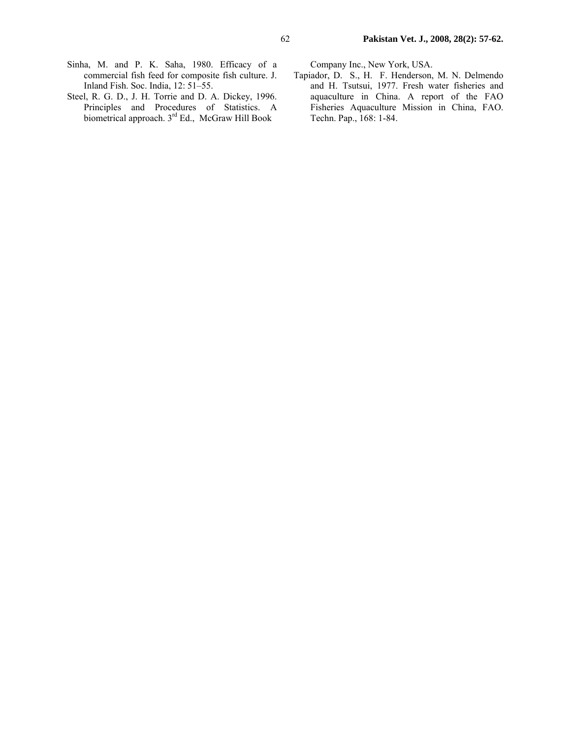Sinha, M. and P. K. Saha, 1980. Efficacy of a commercial fish feed for composite fish culture. J. Inland Fish. Soc. India, 12: 51–55.

Steel, R. G. D., J. H. Torrie and D. A. Dickey, 1996. Principles and Procedures of Statistics. A biometrical approach. 3rd Ed., McGraw Hill Book Company Inc., New York, USA.

Tapiador, D. S., H. F. Henderson, M. N. Delmendo and H. Tsutsui, 1977. Fresh water fisheries and aquaculture in China. A report of the FAO Fisheries Aquaculture Mission in China, FAO. Techn. Pap., 168: 1-84.